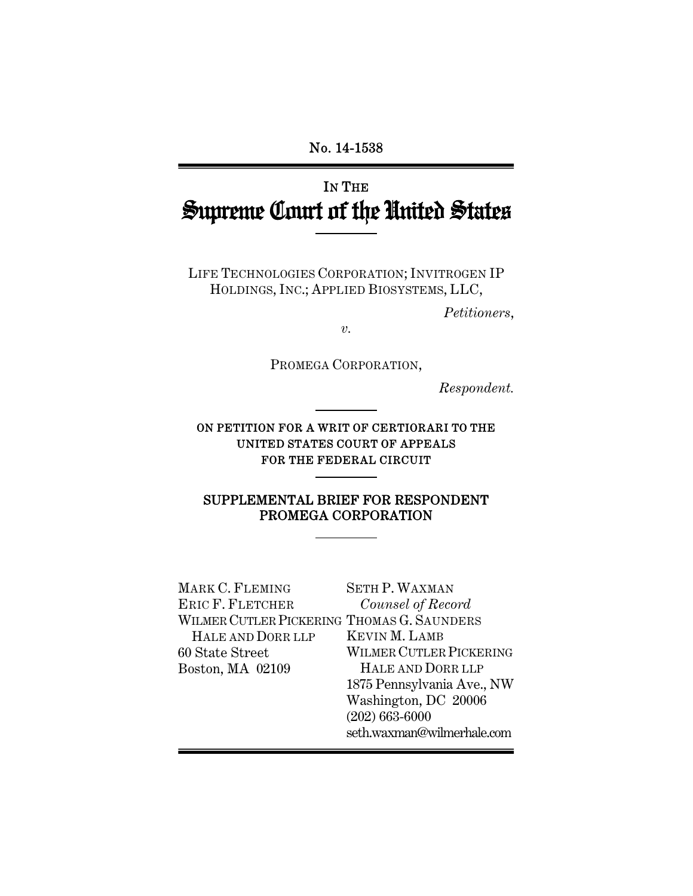No. 14-1538

# IN THE Supreme Court of the United States

LIFE TECHNOLOGIES CORPORATION; INVITROGEN IP HOLDINGS, INC.; APPLIED BIOSYSTEMS, LLC,

*Petitioners,*

*v.*

PROMEGA CORPORATION,

*Respondent.*

ON PETITION FOR A WRIT OF CERTIORARI TO THE UNITED STATES COURT OF APPEALS FOR THE FEDERAL CIRCUIT

## SUPPLEMENTAL BRIEF FOR RESPONDENT PROMEGA CORPORATION

MARK C. FLEMING
ERIC F. FLETCHER
WILMER CUTLER PICKERING HALE AND DORR LLP
60 State Street
Boston, MA 02109

SETH P. WAXMAN
*Counsel of Record*
THOMAS G. SAUNDERS
KEVIN M. LAMB
WILMER CUTLER PICKERING HALE AND DORR LLP
1875 Pennsylvania Ave., NW
Washington, DC 20006
(202) 663-6000
seth.waxman@wilmerhale.com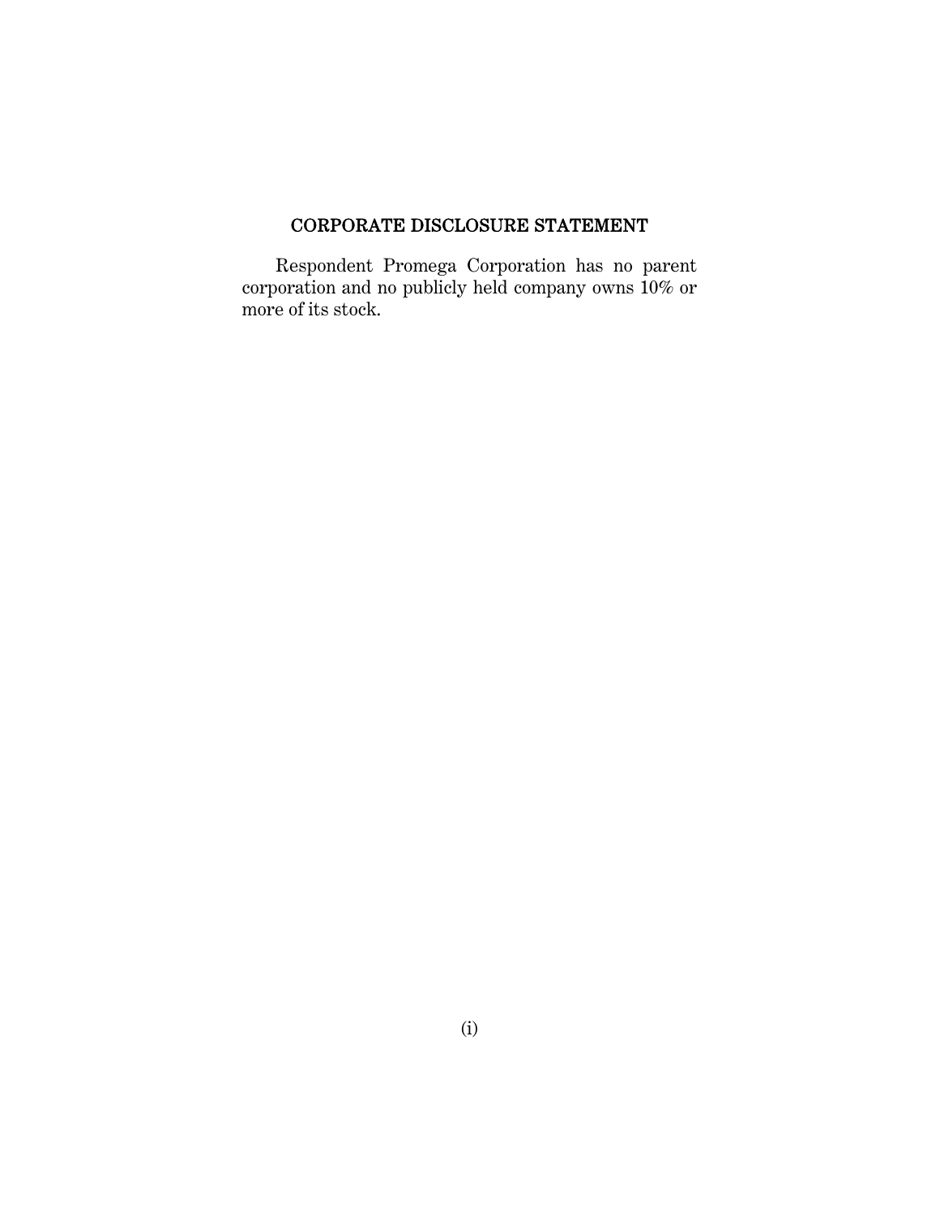## CORPORATE DISCLOSURE STATEMENT

Respondent Promega Corporation has no parent corporation and no publicly held company owns 10% or more of its stock.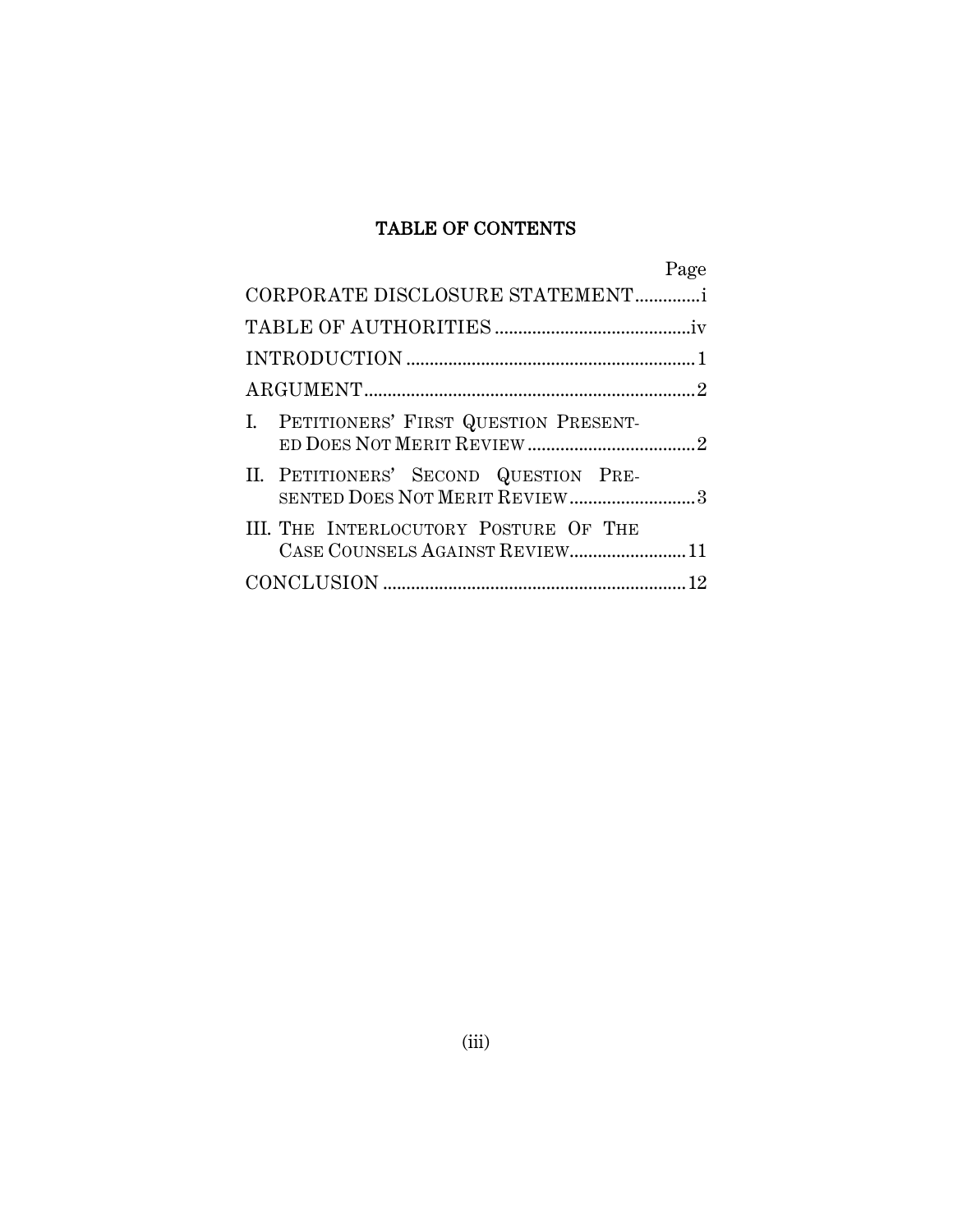# TABLE OF CONTENTS

| | Page |
|---|---|
| CORPORATE DISCLOSURE STATEMENT | i |
| TABLE OF AUTHORITIES | iv |
| INTRODUCTION | 1 |
| ARGUMENT | 2 |
| I. PETITIONERS' FIRST QUESTION PRESENTED DOES NOT MERIT REVIEW | 2 |
| II. PETITIONERS' SECOND QUESTION PRESENTED DOES NOT MERIT REVIEW | 3 |
| III. THE INTERLOCUTORY POSTURE OF THE CASE COUNSELS AGAINST REVIEW | 11 |
| CONCLUSION | 12 |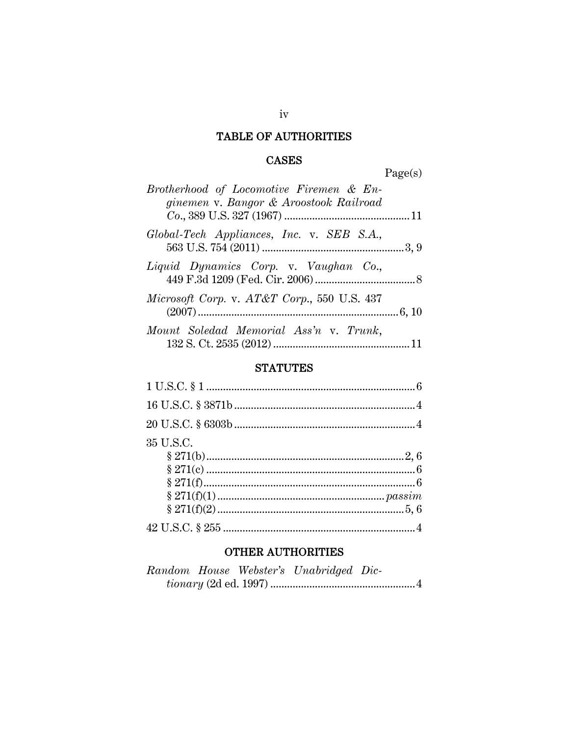# TABLE OF AUTHORITIES

## CASES

Page(s)

*Brotherhood of Locomotive Firemen & Enginemen* v. *Bangor & Aroostook Railroad Co.*, 389 U.S. 327 (1967) .......... 11

*Global-Tech Appliances, Inc.* v. *SEB S.A.*, 563 U.S. 754 (2011) .......... 3, 9

*Liquid Dynamics Corp.* v. *Vaughan Co.*, 449 F.3d 1209 (Fed. Cir. 2006) .......... 8

*Microsoft Corp.* v. *AT&T Corp.*, 550 U.S. 437 (2007) .......... 6, 10

*Mount Soledad Memorial Ass'n* v. *Trunk*, 132 S. Ct. 2535 (2012) .......... 11

## STATUTES

1 U.S.C. § 1 .......... 6

16 U.S.C. § 3871b .......... 4

20 U.S.C. § 6303b .......... 4

35 U.S.C.
- § 271(b) .......... 2, 6
- § 271(c) .......... 6
- § 271(f) .......... 6
- § 271(f)(1) .......... *passim*
- § 271(f)(2) .......... 5, 6

42 U.S.C. § 255 .......... 4

## OTHER AUTHORITIES

*Random House Webster's Unabridged Dictionary* (2d ed. 1997) .......... 4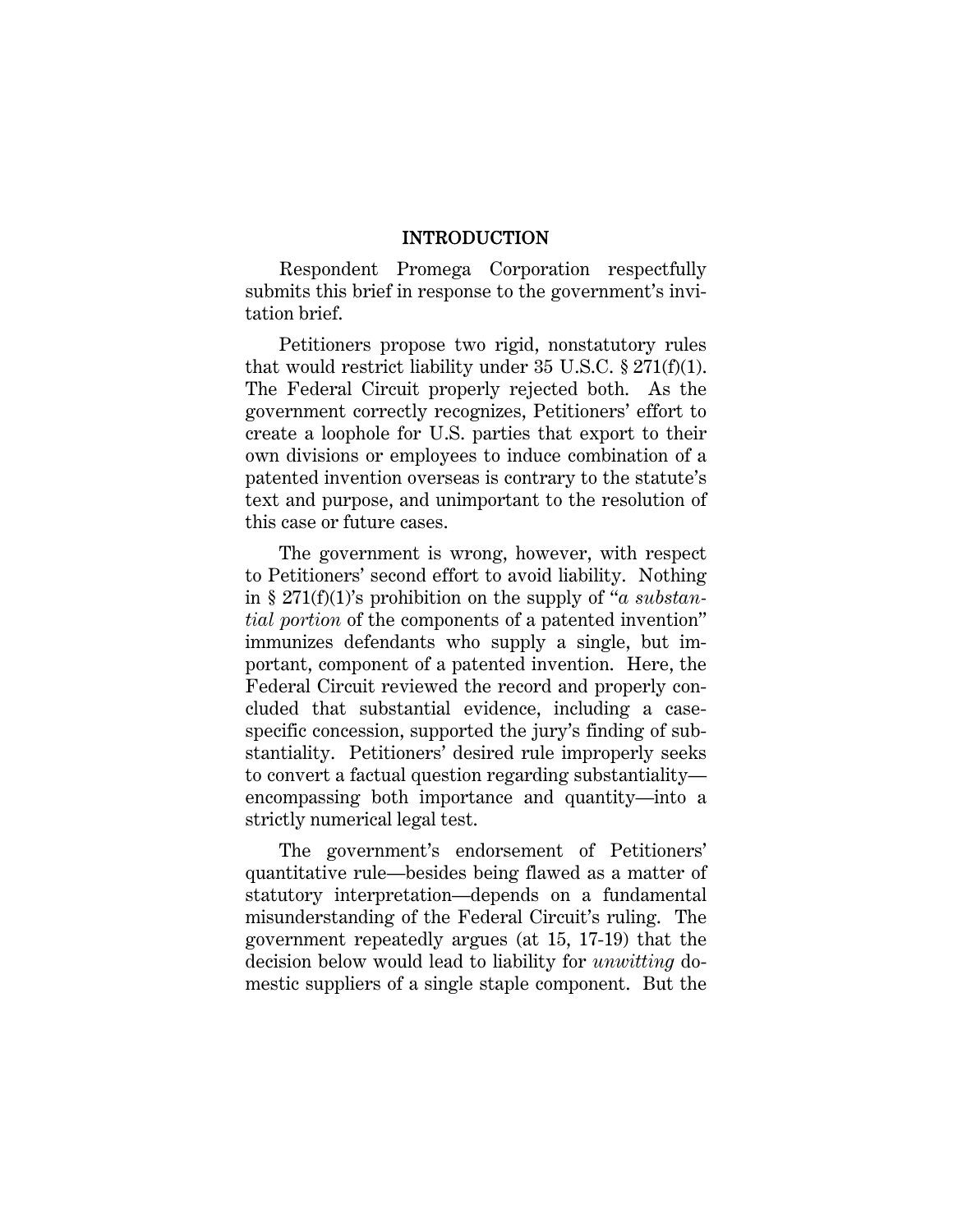## INTRODUCTION

Respondent Promega Corporation respectfully submits this brief in response to the government's invitation brief.

Petitioners propose two rigid, nonstatutory rules that would restrict liability under 35 U.S.C. § 271(f)(1). The Federal Circuit properly rejected both. As the government correctly recognizes, Petitioners' effort to create a loophole for U.S. parties that export to their own divisions or employees to induce combination of a patented invention overseas is contrary to the statute's text and purpose, and unimportant to the resolution of this case or future cases.

The government is wrong, however, with respect to Petitioners' second effort to avoid liability. Nothing in § 271(f)(1)'s prohibition on the supply of "*a substantial portion* of the components of a patented invention" immunizes defendants who supply a single, but important, component of a patented invention. Here, the Federal Circuit reviewed the record and properly concluded that substantial evidence, including a case-specific concession, supported the jury's finding of substantiality. Petitioners' desired rule improperly seeks to convert a factual question regarding substantiality—encompassing both importance and quantity—into a strictly numerical legal test.

The government's endorsement of Petitioners' quantitative rule—besides being flawed as a matter of statutory interpretation—depends on a fundamental misunderstanding of the Federal Circuit's ruling. The government repeatedly argues (at 15, 17-19) that the decision below would lead to liability for *unwitting* domestic suppliers of a single staple component. But the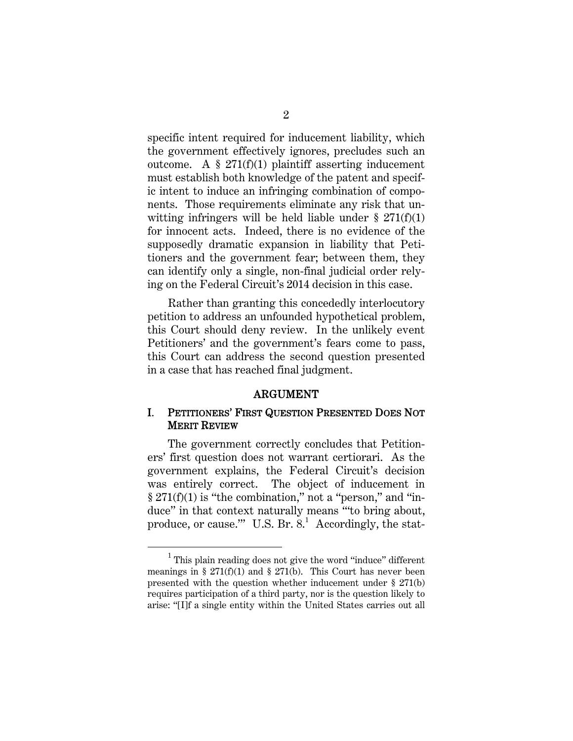specific intent required for inducement liability, which the government effectively ignores, precludes such an outcome. A § 271(f)(1) plaintiff asserting inducement must establish both knowledge of the patent and specific intent to induce an infringing combination of components. Those requirements eliminate any risk that unwitting infringers will be held liable under § 271(f)(1) for innocent acts. Indeed, there is no evidence of the supposedly dramatic expansion in liability that Petitioners and the government fear; between them, they can identify only a single, non-final judicial order relying on the Federal Circuit's 2014 decision in this case.

Rather than granting this concededly interlocutory petition to address an unfounded hypothetical problem, this Court should deny review. In the unlikely event Petitioners' and the government's fears come to pass, this Court can address the second question presented in a case that has reached final judgment.

## ARGUMENT

### I. PETITIONERS' FIRST QUESTION PRESENTED DOES NOT MERIT REVIEW

The government correctly concludes that Petitioners' first question does not warrant certiorari. As the government explains, the Federal Circuit's decision was entirely correct. The object of inducement in § 271(f)(1) is "the combination," not a "person," and "induce" in that context naturally means "'to bring about, produce, or cause.'" U.S. Br. 8.[1] Accordingly, the stat-

[1] This plain reading does not give the word "induce" different meanings in § 271(f)(1) and § 271(b). This Court has never been presented with the question whether inducement under § 271(b) requires participation of a third party, nor is the question likely to arise: "[I]f a single entity within the United States carries out all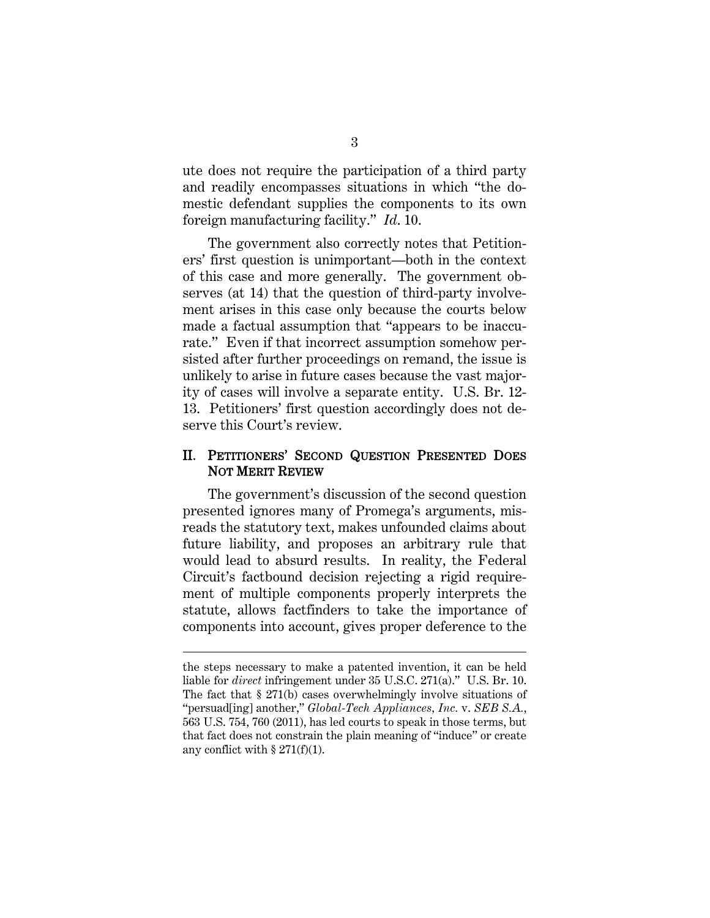ute does not require the participation of a third party and readily encompasses situations in which "the domestic defendant supplies the components to its own foreign manufacturing facility." *Id.* 10.

The government also correctly notes that Petitioners' first question is unimportant—both in the context of this case and more generally. The government observes (at 14) that the question of third-party involvement arises in this case only because the courts below made a factual assumption that "appears to be inaccurate." Even if that incorrect assumption somehow persisted after further proceedings on remand, the issue is unlikely to arise in future cases because the vast majority of cases will involve a separate entity. U.S. Br. 12-13. Petitioners' first question accordingly does not deserve this Court's review.

## II. PETITIONERS' SECOND QUESTION PRESENTED DOES NOT MERIT REVIEW

The government's discussion of the second question presented ignores many of Promega's arguments, misreads the statutory text, makes unfounded claims about future liability, and proposes an arbitrary rule that would lead to absurd results. In reality, the Federal Circuit's factbound decision rejecting a rigid requirement of multiple components properly interprets the statute, allows factfinders to take the importance of components into account, gives proper deference to the

---

the steps necessary to make a patented invention, it can be held liable for *direct* infringement under 35 U.S.C. 271(a)." U.S. Br. 10. The fact that § 271(b) cases overwhelmingly involve situations of "persuad[ing] another," *Global-Tech Appliances, Inc.* v. *SEB S.A.*, 563 U.S. 754, 760 (2011), has led courts to speak in those terms, but that fact does not constrain the plain meaning of "induce" or create any conflict with § 271(f)(1).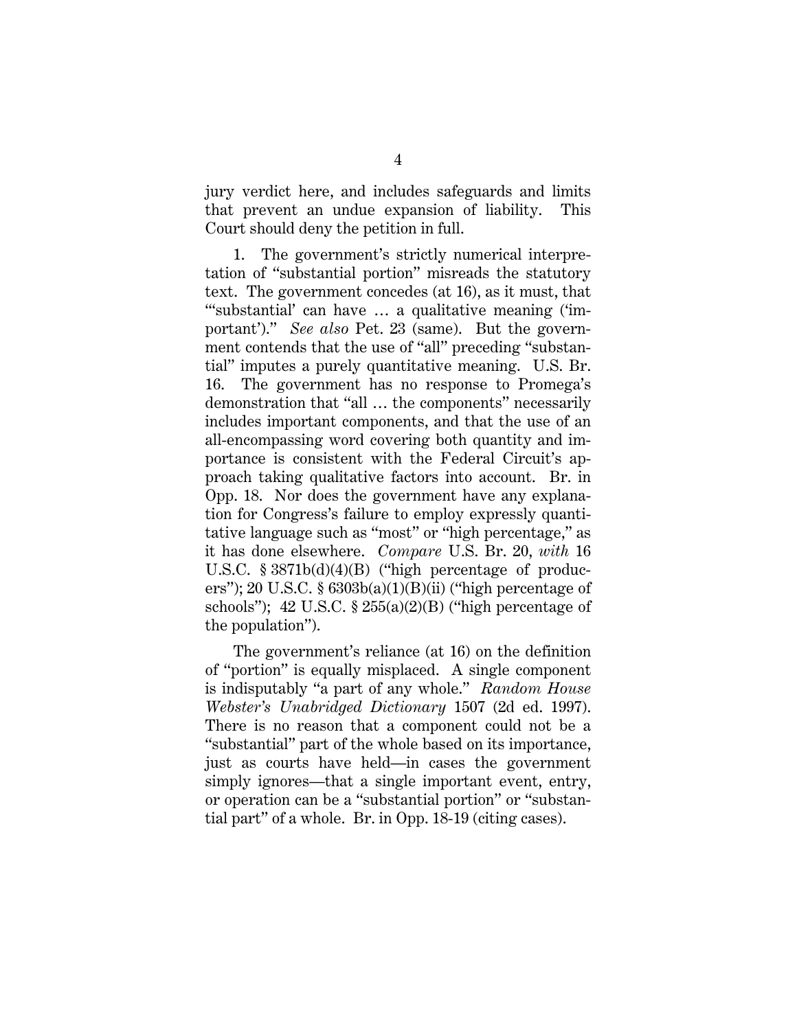jury verdict here, and includes safeguards and limits that prevent an undue expansion of liability. This Court should deny the petition in full.

1. The government's strictly numerical interpretation of "substantial portion" misreads the statutory text. The government concedes (at 16), as it must, that "'substantial' can have … a qualitative meaning ('important')." *See also* Pet. 23 (same). But the government contends that the use of "all" preceding "substantial" imputes a purely quantitative meaning. U.S. Br. 16. The government has no response to Promega's demonstration that "all … the components" necessarily includes important components, and that the use of an all-encompassing word covering both quantity and importance is consistent with the Federal Circuit's approach taking qualitative factors into account. Br. in Opp. 18. Nor does the government have any explanation for Congress's failure to employ expressly quantitative language such as "most" or "high percentage," as it has done elsewhere. *Compare* U.S. Br. 20, *with* 16 U.S.C. § 3871b(d)(4)(B) ("high percentage of producers"); 20 U.S.C. § 6303b(a)(1)(B)(ii) ("high percentage of schools"); 42 U.S.C. § 255(a)(2)(B) ("high percentage of the population").

The government's reliance (at 16) on the definition of "portion" is equally misplaced. A single component is indisputably "a part of any whole." *Random House Webster's Unabridged Dictionary* 1507 (2d ed. 1997). There is no reason that a component could not be a "substantial" part of the whole based on its importance, just as courts have held—in cases the government simply ignores—that a single important event, entry, or operation can be a "substantial portion" or "substantial part" of a whole. Br. in Opp. 18-19 (citing cases).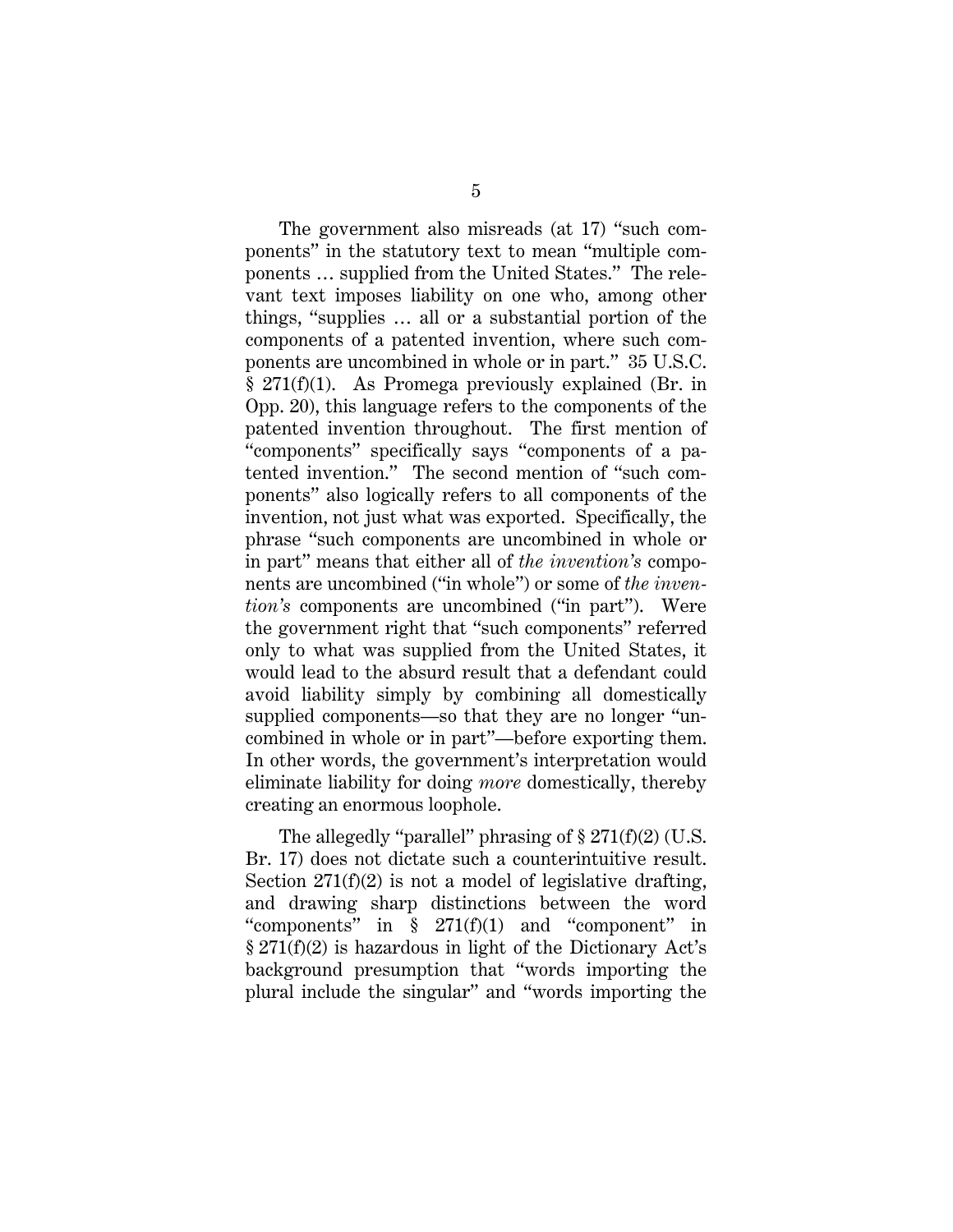The government also misreads (at 17) "such components" in the statutory text to mean "multiple components … supplied from the United States." The relevant text imposes liability on one who, among other things, "supplies … all or a substantial portion of the components of a patented invention, where such components are uncombined in whole or in part." 35 U.S.C. § 271(f)(1). As Promega previously explained (Br. in Opp. 20), this language refers to the components of the patented invention throughout. The first mention of "components" specifically says "components of a patented invention." The second mention of "such components" also logically refers to all components of the invention, not just what was exported. Specifically, the phrase "such components are uncombined in whole or in part" means that either all of *the invention's* components are uncombined ("in whole") or some of *the invention's* components are uncombined ("in part"). Were the government right that "such components" referred only to what was supplied from the United States, it would lead to the absurd result that a defendant could avoid liability simply by combining all domestically supplied components—so that they are no longer "uncombined in whole or in part"—before exporting them. In other words, the government's interpretation would eliminate liability for doing *more* domestically, thereby creating an enormous loophole.

The allegedly "parallel" phrasing of § 271(f)(2) (U.S. Br. 17) does not dictate such a counterintuitive result. Section 271(f)(2) is not a model of legislative drafting, and drawing sharp distinctions between the word "components" in § 271(f)(1) and "component" in § 271(f)(2) is hazardous in light of the Dictionary Act's background presumption that "words importing the plural include the singular" and "words importing the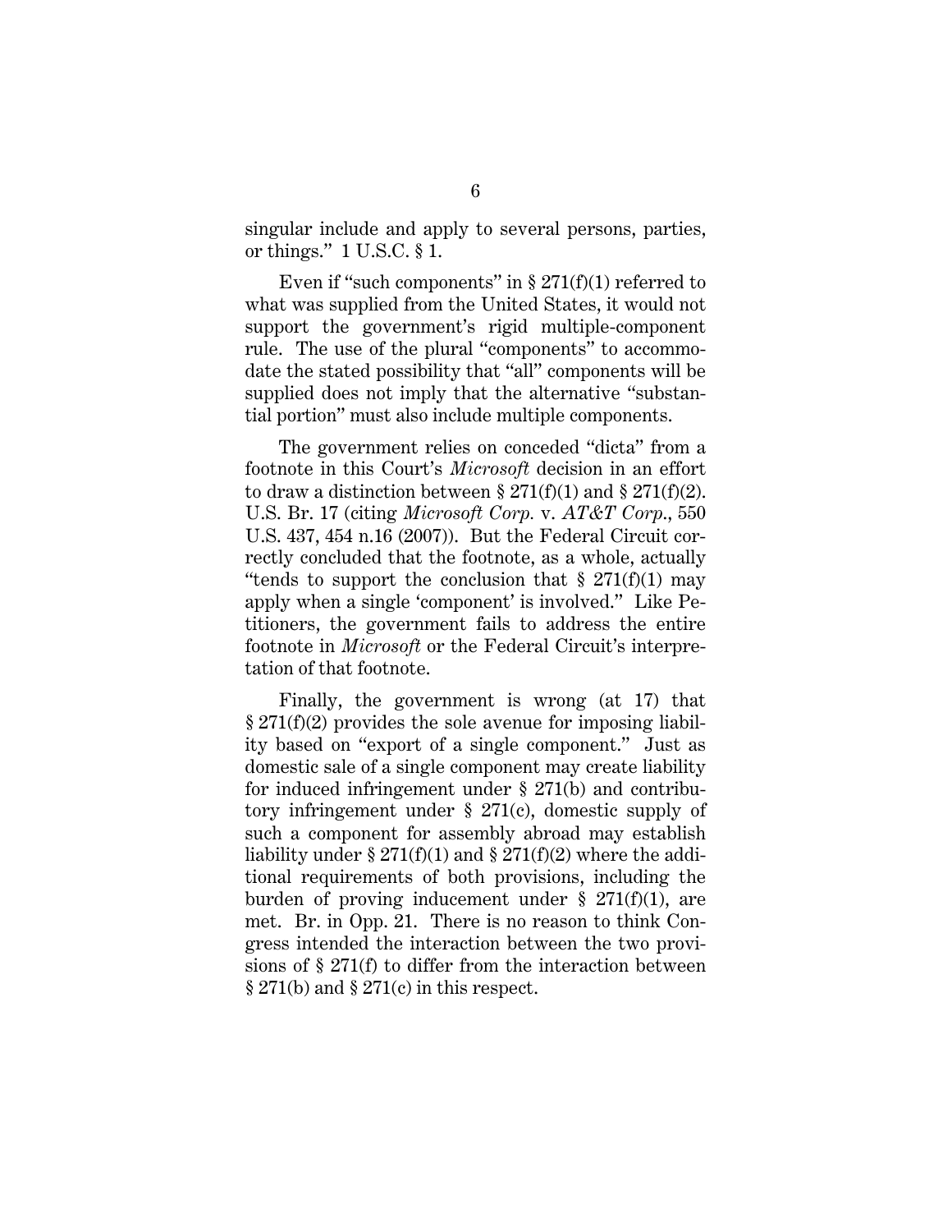singular include and apply to several persons, parties, or things." 1 U.S.C. § 1.

Even if "such components" in § 271(f)(1) referred to what was supplied from the United States, it would not support the government's rigid multiple-component rule. The use of the plural "components" to accommodate the stated possibility that "all" components will be supplied does not imply that the alternative "substantial portion" must also include multiple components.

The government relies on conceded "dicta" from a footnote in this Court's *Microsoft* decision in an effort to draw a distinction between § 271(f)(1) and § 271(f)(2). U.S. Br. 17 (citing *Microsoft Corp.* v. *AT&T Corp.*, 550 U.S. 437, 454 n.16 (2007)). But the Federal Circuit correctly concluded that the footnote, as a whole, actually "tends to support the conclusion that § 271(f)(1) may apply when a single 'component' is involved." Like Petitioners, the government fails to address the entire footnote in *Microsoft* or the Federal Circuit's interpretation of that footnote.

Finally, the government is wrong (at 17) that § 271(f)(2) provides the sole avenue for imposing liability based on "export of a single component." Just as domestic sale of a single component may create liability for induced infringement under § 271(b) and contributory infringement under § 271(c), domestic supply of such a component for assembly abroad may establish liability under § 271(f)(1) and § 271(f)(2) where the additional requirements of both provisions, including the burden of proving inducement under § 271(f)(1), are met. Br. in Opp. 21. There is no reason to think Congress intended the interaction between the two provisions of § 271(f) to differ from the interaction between § 271(b) and § 271(c) in this respect.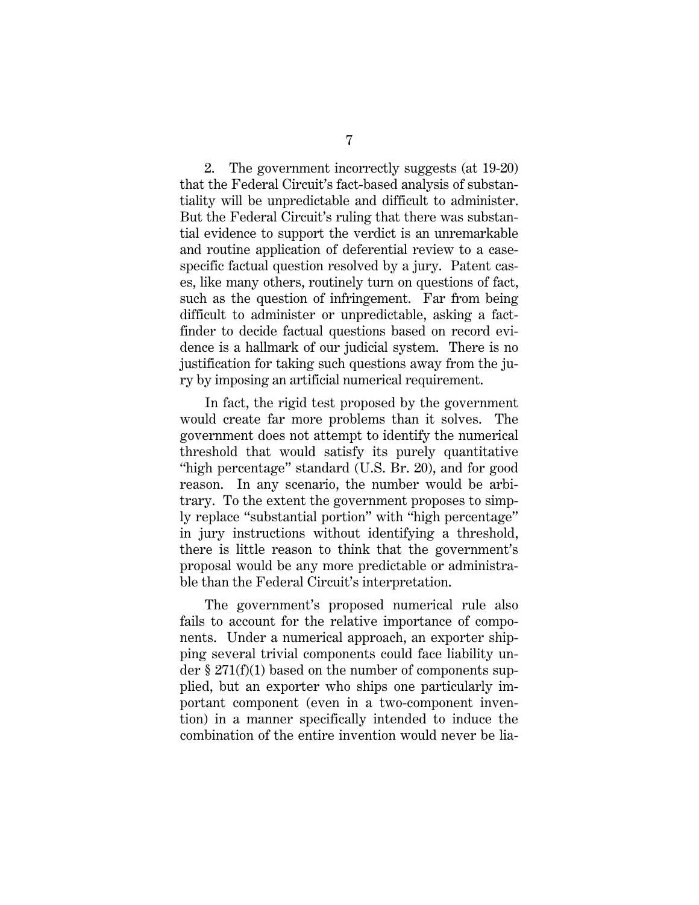2. The government incorrectly suggests (at 19-20) that the Federal Circuit's fact-based analysis of substantiality will be unpredictable and difficult to administer. But the Federal Circuit's ruling that there was substantial evidence to support the verdict is an unremarkable and routine application of deferential review to a case-specific factual question resolved by a jury. Patent cases, like many others, routinely turn on questions of fact, such as the question of infringement. Far from being difficult to administer or unpredictable, asking a fact-finder to decide factual questions based on record evidence is a hallmark of our judicial system. There is no justification for taking such questions away from the jury by imposing an artificial numerical requirement.

In fact, the rigid test proposed by the government would create far more problems than it solves. The government does not attempt to identify the numerical threshold that would satisfy its purely quantitative "high percentage" standard (U.S. Br. 20), and for good reason. In any scenario, the number would be arbitrary. To the extent the government proposes to simply replace "substantial portion" with "high percentage" in jury instructions without identifying a threshold, there is little reason to think that the government's proposal would be any more predictable or administrable than the Federal Circuit's interpretation.

The government's proposed numerical rule also fails to account for the relative importance of components. Under a numerical approach, an exporter shipping several trivial components could face liability under § 271(f)(1) based on the number of components supplied, but an exporter who ships one particularly important component (even in a two-component invention) in a manner specifically intended to induce the combination of the entire invention would never be lia-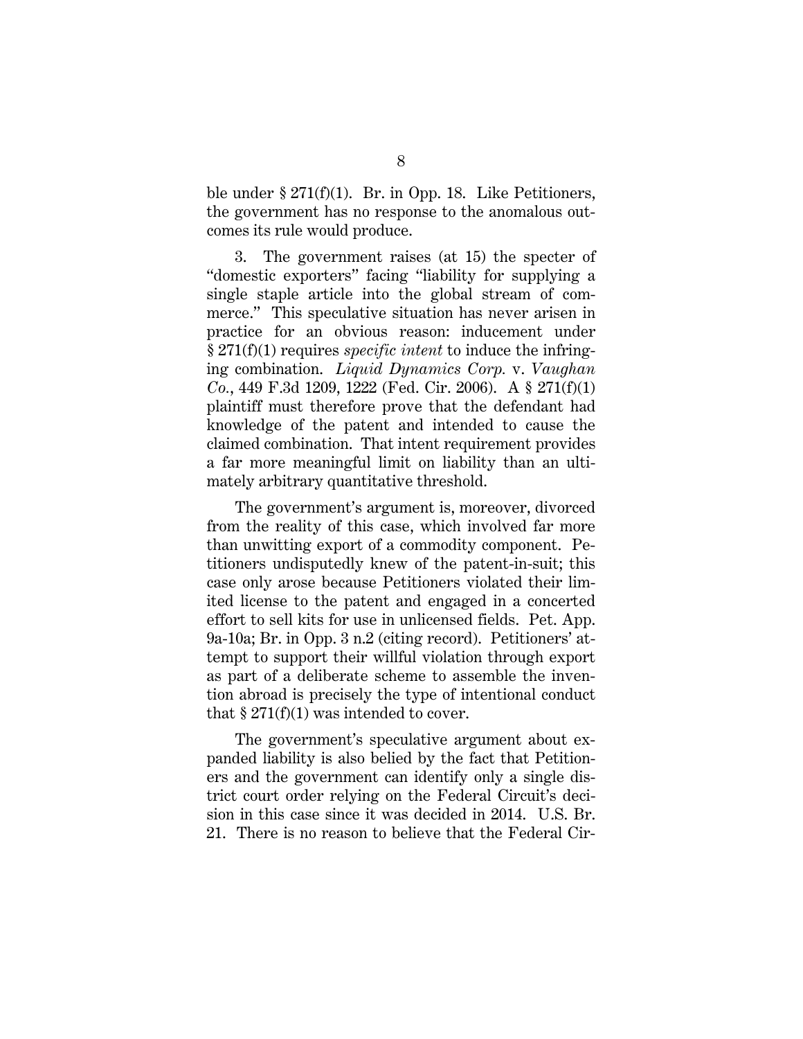ble under § 271(f)(1). Br. in Opp. 18. Like Petitioners, the government has no response to the anomalous outcomes its rule would produce.

3. The government raises (at 15) the specter of "domestic exporters" facing "liability for supplying a single staple article into the global stream of commerce." This speculative situation has never arisen in practice for an obvious reason: inducement under § 271(f)(1) requires *specific intent* to induce the infringing combination. *Liquid Dynamics Corp.* v. *Vaughan Co.*, 449 F.3d 1209, 1222 (Fed. Cir. 2006). A § 271(f)(1) plaintiff must therefore prove that the defendant had knowledge of the patent and intended to cause the claimed combination. That intent requirement provides a far more meaningful limit on liability than an ultimately arbitrary quantitative threshold.

The government's argument is, moreover, divorced from the reality of this case, which involved far more than unwitting export of a commodity component. Petitioners undisputedly knew of the patent-in-suit; this case only arose because Petitioners violated their limited license to the patent and engaged in a concerted effort to sell kits for use in unlicensed fields. Pet. App. 9a-10a; Br. in Opp. 3 n.2 (citing record). Petitioners' attempt to support their willful violation through export as part of a deliberate scheme to assemble the invention abroad is precisely the type of intentional conduct that § 271(f)(1) was intended to cover.

The government's speculative argument about expanded liability is also belied by the fact that Petitioners and the government can identify only a single district court order relying on the Federal Circuit's decision in this case since it was decided in 2014. U.S. Br. 21. There is no reason to believe that the Federal Cir-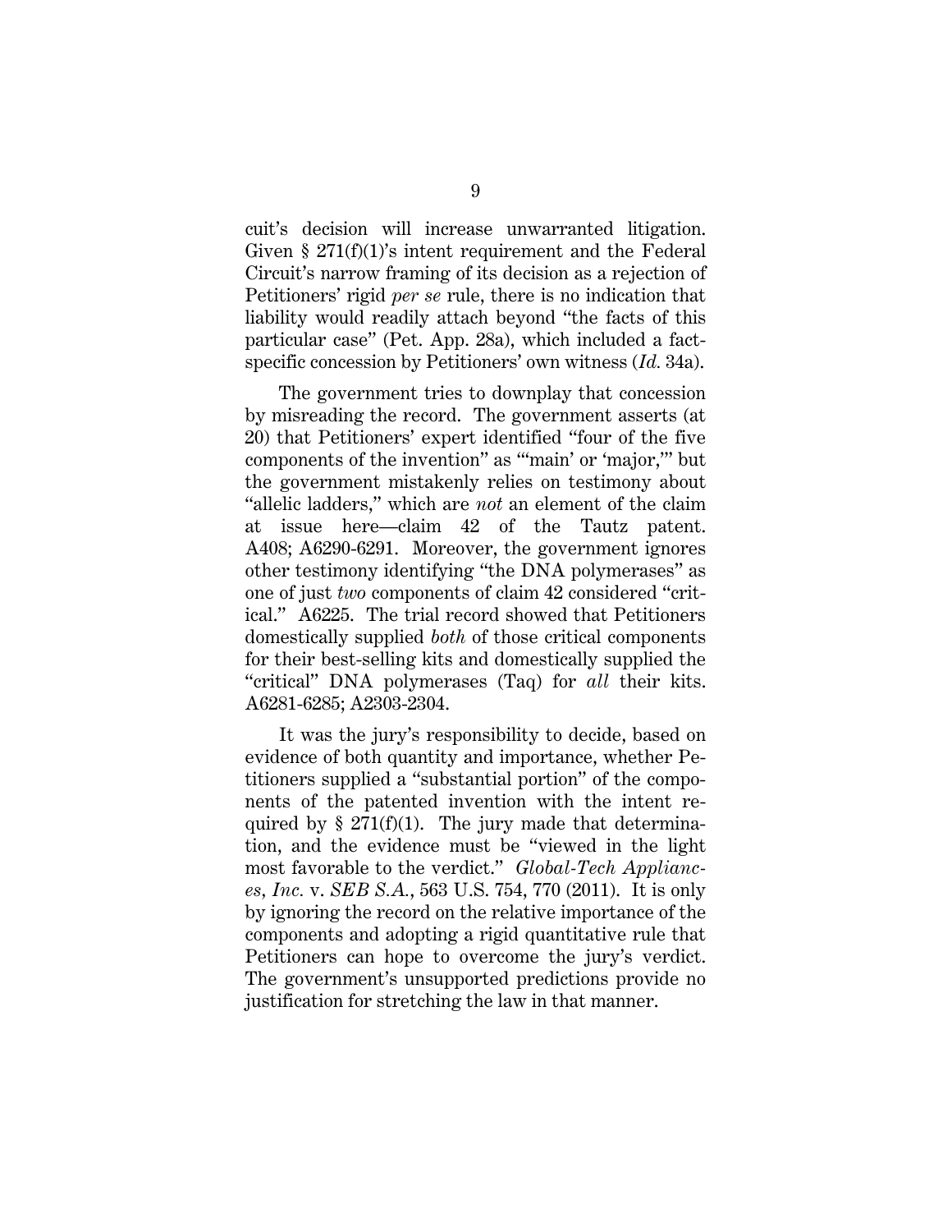cuit's decision will increase unwarranted litigation. Given § 271(f)(1)'s intent requirement and the Federal Circuit's narrow framing of its decision as a rejection of Petitioners' rigid *per se* rule, there is no indication that liability would readily attach beyond "the facts of this particular case" (Pet. App. 28a), which included a fact-specific concession by Petitioners' own witness (*Id.* 34a).

The government tries to downplay that concession by misreading the record. The government asserts (at 20) that Petitioners' expert identified "four of the five components of the invention" as "'main' or 'major,'" but the government mistakenly relies on testimony about "allelic ladders," which are *not* an element of the claim at issue here—claim 42 of the Tautz patent. A408; A6290-6291. Moreover, the government ignores other testimony identifying "the DNA polymerases" as one of just *two* components of claim 42 considered "critical." A6225. The trial record showed that Petitioners domestically supplied *both* of those critical components for their best-selling kits and domestically supplied the "critical" DNA polymerases (Taq) for *all* their kits. A6281-6285; A2303-2304.

It was the jury's responsibility to decide, based on evidence of both quantity and importance, whether Petitioners supplied a "substantial portion" of the components of the patented invention with the intent required by § 271(f)(1). The jury made that determination, and the evidence must be "viewed in the light most favorable to the verdict." *Global-Tech Appliances, Inc.* v. *SEB S.A.*, 563 U.S. 754, 770 (2011). It is only by ignoring the record on the relative importance of the components and adopting a rigid quantitative rule that Petitioners can hope to overcome the jury's verdict. The government's unsupported predictions provide no justification for stretching the law in that manner.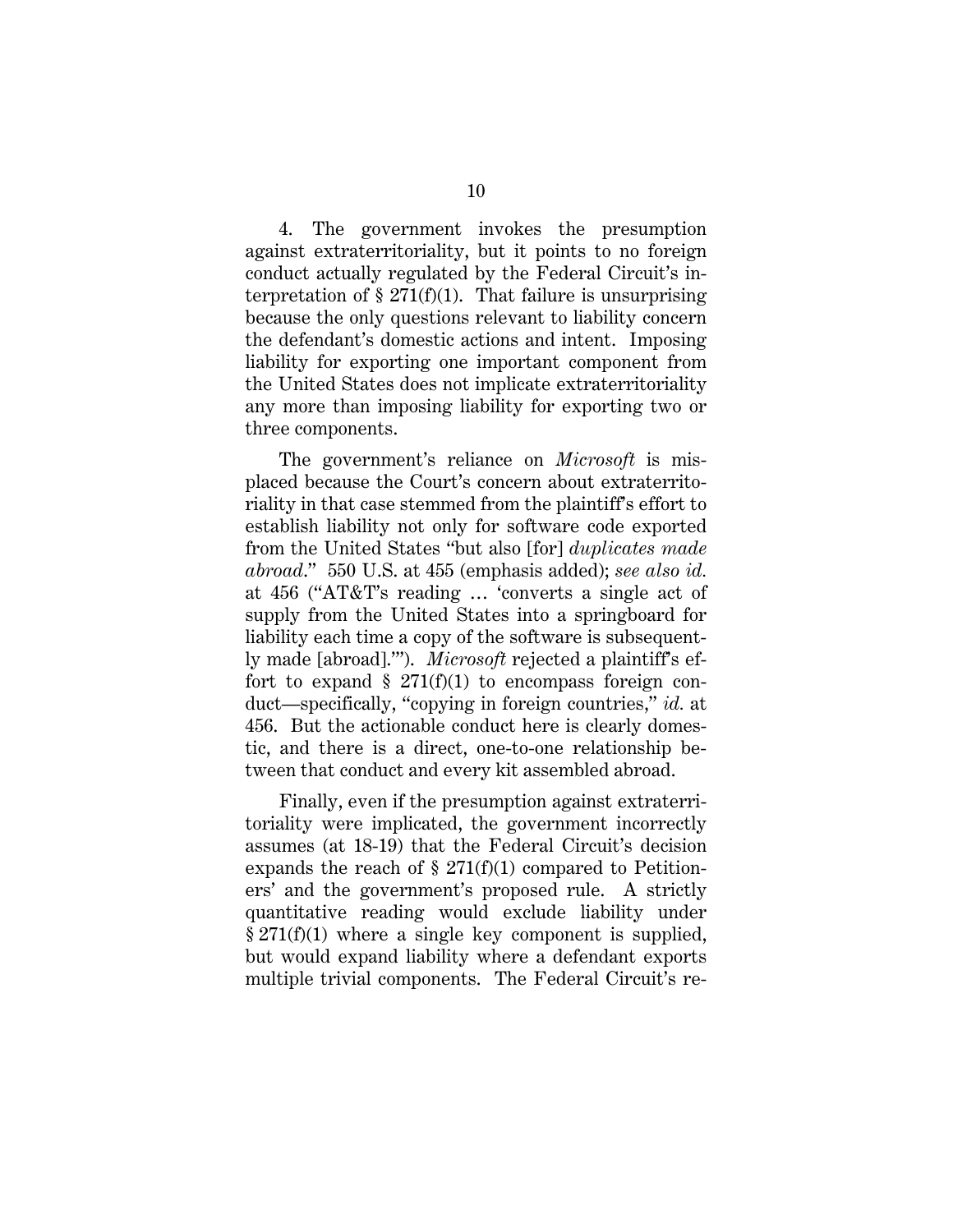4. The government invokes the presumption against extraterritoriality, but it points to no foreign conduct actually regulated by the Federal Circuit's interpretation of § 271(f)(1). That failure is unsurprising because the only questions relevant to liability concern the defendant's domestic actions and intent. Imposing liability for exporting one important component from the United States does not implicate extraterritoriality any more than imposing liability for exporting two or three components.

The government's reliance on *Microsoft* is misplaced because the Court's concern about extraterritoriality in that case stemmed from the plaintiff's effort to establish liability not only for software code exported from the United States "but also [for] *duplicates made abroad*." 550 U.S. at 455 (emphasis added); *see also id.* at 456 ("AT&T's reading … 'converts a single act of supply from the United States into a springboard for liability each time a copy of the software is subsequently made [abroad].'"). *Microsoft* rejected a plaintiff's effort to expand § 271(f)(1) to encompass foreign conduct—specifically, "copying in foreign countries," *id.* at 456. But the actionable conduct here is clearly domestic, and there is a direct, one-to-one relationship between that conduct and every kit assembled abroad.

Finally, even if the presumption against extraterritoriality were implicated, the government incorrectly assumes (at 18-19) that the Federal Circuit's decision expands the reach of § 271(f)(1) compared to Petitioners' and the government's proposed rule. A strictly quantitative reading would exclude liability under § 271(f)(1) where a single key component is supplied, but would expand liability where a defendant exports multiple trivial components. The Federal Circuit's re-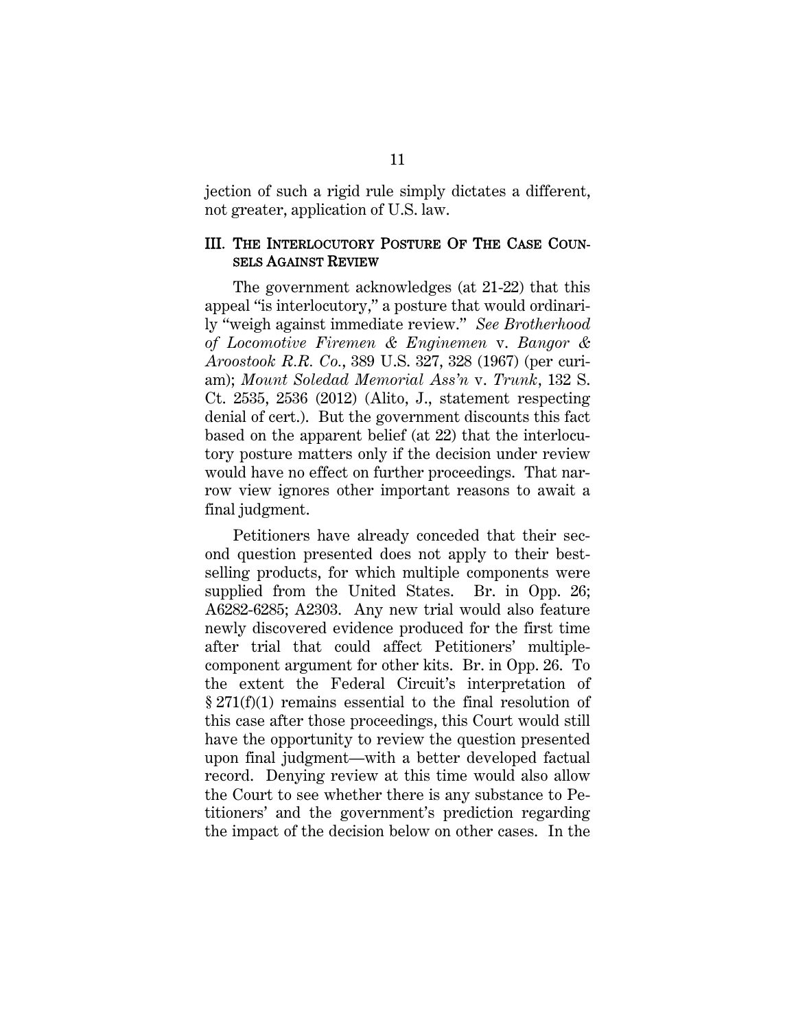jection of such a rigid rule simply dictates a different, not greater, application of U.S. law.

## III. THE INTERLOCUTORY POSTURE OF THE CASE COUNSELS AGAINST REVIEW

The government acknowledges (at 21-22) that this appeal "is interlocutory," a posture that would ordinarily "weigh against immediate review." *See Brotherhood of Locomotive Firemen & Enginemen* v. *Bangor & Aroostook R.R. Co.*, 389 U.S. 327, 328 (1967) (per curiam); *Mount Soledad Memorial Ass'n* v. *Trunk*, 132 S. Ct. 2535, 2536 (2012) (Alito, J., statement respecting denial of cert.). But the government discounts this fact based on the apparent belief (at 22) that the interlocutory posture matters only if the decision under review would have no effect on further proceedings. That narrow view ignores other important reasons to await a final judgment.

Petitioners have already conceded that their second question presented does not apply to their best-selling products, for which multiple components were supplied from the United States. Br. in Opp. 26; A6282-6285; A2303. Any new trial would also feature newly discovered evidence produced for the first time after trial that could affect Petitioners' multiple-component argument for other kits. Br. in Opp. 26. To the extent the Federal Circuit's interpretation of § 271(f)(1) remains essential to the final resolution of this case after those proceedings, this Court would still have the opportunity to review the question presented upon final judgment—with a better developed factual record. Denying review at this time would also allow the Court to see whether there is any substance to Petitioners' and the government's prediction regarding the impact of the decision below on other cases. In the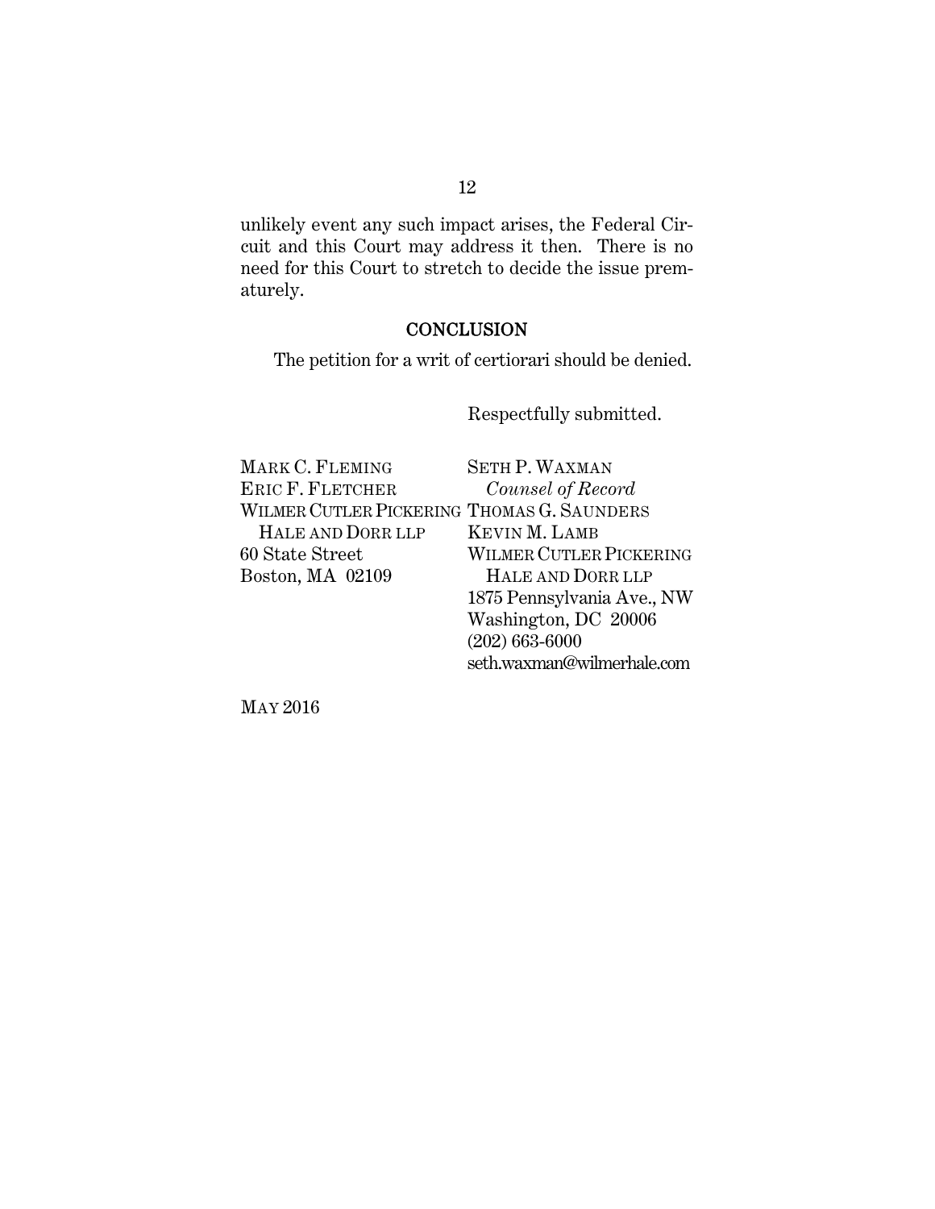unlikely event any such impact arises, the Federal Circuit and this Court may address it then. There is no need for this Court to stretch to decide the issue prematurely.

## CONCLUSION

The petition for a writ of certiorari should be denied.

Respectfully submitted.

MARK C. FLEMING
ERIC F. FLETCHER
WILMER CUTLER PICKERING
HALE AND DORR LLP
60 State Street
Boston, MA 02109

SETH P. WAXMAN
*Counsel of Record*
THOMAS G. SAUNDERS
KEVIN M. LAMB
WILMER CUTLER PICKERING
HALE AND DORR LLP
1875 Pennsylvania Ave., NW
Washington, DC 20006
(202) 663-6000
seth.waxman@wilmerhale.com

MAY 2016